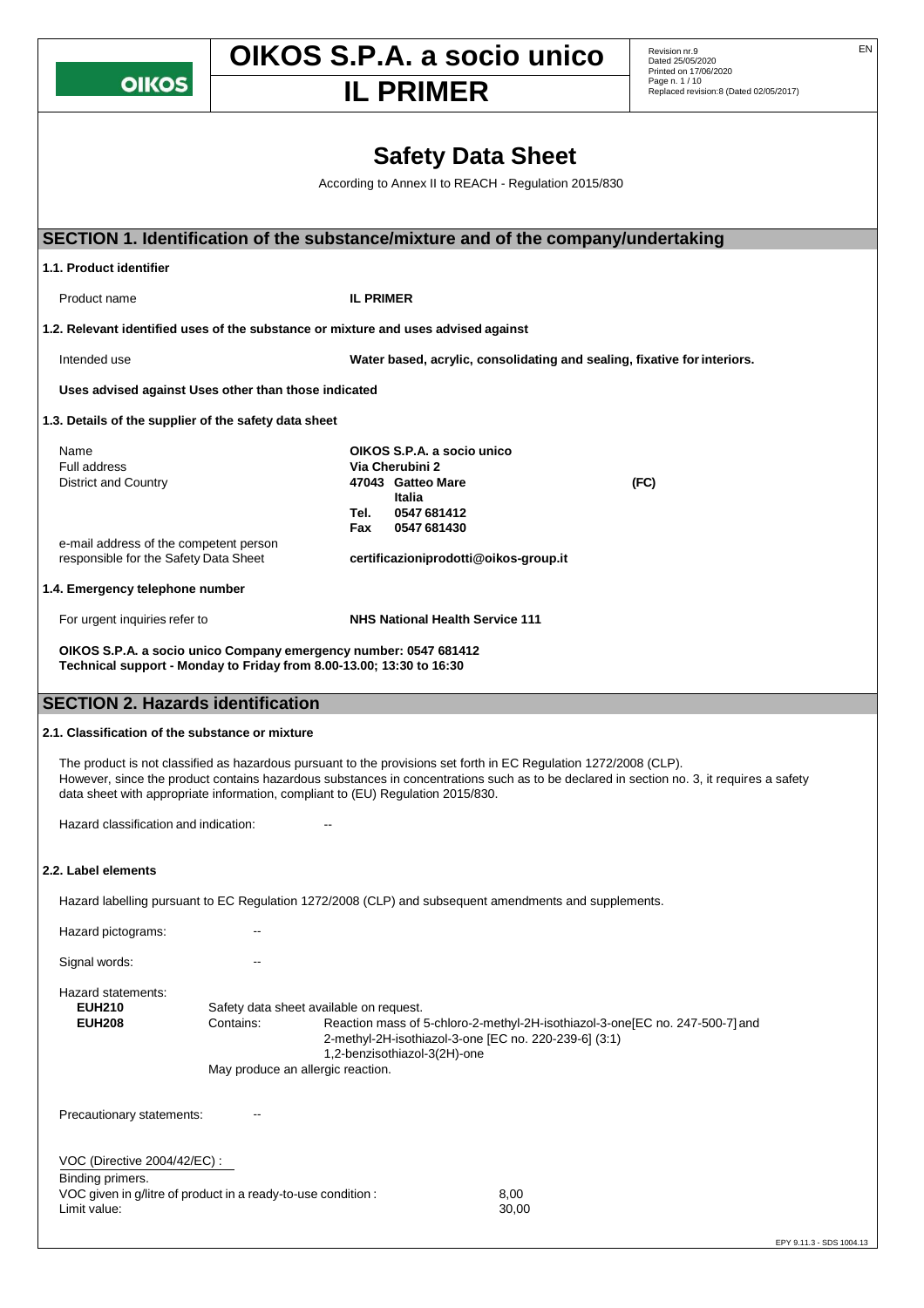# Safety Data Sheet

According to Annex II to REACH - Regulation 2015/830

## SECTION 1. Identification of the substance/mixture and of the company/undertaking

### 1.1. Product identifier

Product name **IL PRIMER**

### 1.2. Relevant identified uses of the substance or mixture and uses advised against

Intended use **Water based, acrylic, consolidating and sealing, fixative for interiors.**

**Uses advised against Uses other than those indicated**

### 1.3. Details of the supplier of the safety data sheet

| | |
|---|---|
| Name | **OIKOS S.P.A. a socio unico** |
| Full address | **Via Cherubini 2** |
| District and Country | **47043 Gatteo Mare (FC)** **Italia** |
| | **Tel. 0547 681412** |
| | **Fax 0547 681430** |
| e-mail address of the competent person responsible for the Safety Data Sheet | **certificazioniprodotti@oikos-group.it** |

### 1.4. Emergency telephone number

For urgent inquiries refer to **NHS National Health Service 111**

**OIKOS S.P.A. a socio unico Company emergency number: 0547 681412**
**Technical support - Monday to Friday from 8.00-13.00; 13:30 to 16:30**

## SECTION 2. Hazards identification

### 2.1. Classification of the substance or mixture

The product is not classified as hazardous pursuant to the provisions set forth in EC Regulation 1272/2008 (CLP).
However, since the product contains hazardous substances in concentrations such as to be declared in section no. 3, it requires a safety data sheet with appropriate information, compliant to (EU) Regulation 2015/830.

Hazard classification and indication: --

### 2.2. Label elements

Hazard labelling pursuant to EC Regulation 1272/2008 (CLP) and subsequent amendments and supplements.

Hazard pictograms: --

Signal words: --

Hazard statements:

**EUH210** Safety data sheet available on request.
**EUH208** Contains: Reaction mass of 5-chloro-2-methyl-2H-isothiazol-3-one[EC no. 247-500-7] and 2-methyl-2H-isothiazol-3-one [EC no. 220-239-6] (3:1)
1,2-benzisothiazol-3(2H)-one
May produce an allergic reaction.

Precautionary statements: --

VOC (Directive 2004/42/EC) :
Binding primers.
VOC given in g/litre of product in a ready-to-use condition : 8,00
Limit value: 30,00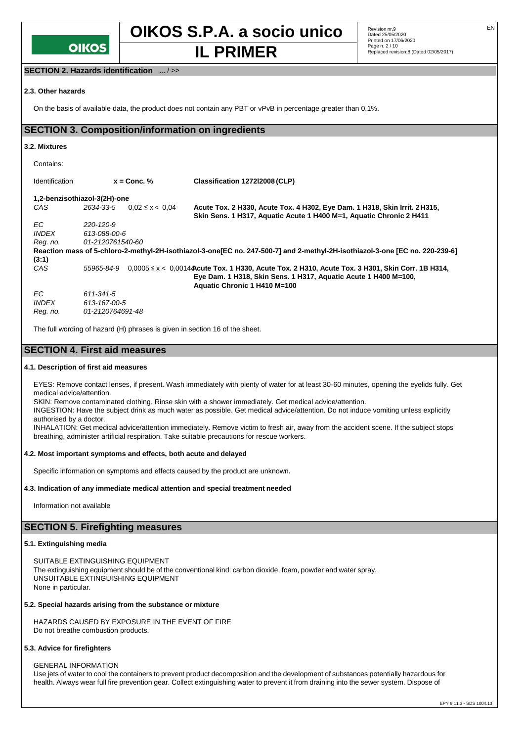**SECTION 2. Hazards identification** ... / >>

### 2.3. Other hazards

On the basis of available data, the product does not contain any PBT or vPvB in percentage greater than 0,1%.

## SECTION 3. Composition/information on ingredients

### 3.2. Mixtures

Contains:

| Identification | | x = Conc. % | Classification 1272/2008 (CLP) |
|---|---|---|---|
| **1,2-benzisothiazol-3(2H)-one** | | | |
| *CAS* | *2634-33-5* | 0,02 ≤ x < 0,04 | **Acute Tox. 2 H330, Acute Tox. 4 H302, Eye Dam. 1 H318, Skin Irrit. 2 H315, Skin Sens. 1 H317, Aquatic Acute 1 H400 M=1, Aquatic Chronic 2 H411** |
| *EC* | *220-120-9* | | |
| *INDEX* | *613-088-00-6* | | |
| *Reg. no.* | *01-2120761540-60* | | |
| **Reaction mass of 5-chloro-2-methyl-2H-isothiazol-3-one[EC no. 247-500-7] and 2-methyl-2H-isothiazol-3-one [EC no. 220-239-6] (3:1)** | | | |
| *CAS* | *55965-84-9* | 0,0005 ≤ x < 0,0014 | **Acute Tox. 1 H330, Acute Tox. 2 H310, Acute Tox. 3 H301, Skin Corr. 1B H314, Eye Dam. 1 H318, Skin Sens. 1 H317, Aquatic Acute 1 H400 M=100, Aquatic Chronic 1 H410 M=100** |
| *EC* | *611-341-5* | | |
| *INDEX* | *613-167-00-5* | | |
| *Reg. no.* | *01-2120764691-48* | | |

The full wording of hazard (H) phrases is given in section 16 of the sheet.

## SECTION 4. First aid measures

### 4.1. Description of first aid measures

EYES: Remove contact lenses, if present. Wash immediately with plenty of water for at least 30-60 minutes, opening the eyelids fully. Get medical advice/attention.
SKIN: Remove contaminated clothing. Rinse skin with a shower immediately. Get medical advice/attention.
INGESTION: Have the subject drink as much water as possible. Get medical advice/attention. Do not induce vomiting unless explicitly authorised by a doctor.
INHALATION: Get medical advice/attention immediately. Remove victim to fresh air, away from the accident scene. If the subject stops breathing, administer artificial respiration. Take suitable precautions for rescue workers.

### 4.2. Most important symptoms and effects, both acute and delayed

Specific information on symptoms and effects caused by the product are unknown.

### 4.3. Indication of any immediate medical attention and special treatment needed

Information not available

## SECTION 5. Firefighting measures

### 5.1. Extinguishing media

SUITABLE EXTINGUISHING EQUIPMENT
The extinguishing equipment should be of the conventional kind: carbon dioxide, foam, powder and water spray.
UNSUITABLE EXTINGUISHING EQUIPMENT
None in particular.

### 5.2. Special hazards arising from the substance or mixture

HAZARDS CAUSED BY EXPOSURE IN THE EVENT OF FIRE
Do not breathe combustion products.

### 5.3. Advice for firefighters

GENERAL INFORMATION
Use jets of water to cool the containers to prevent product decomposition and the development of substances potentially hazardous for health. Always wear full fire prevention gear. Collect extinguishing water to prevent it from draining into the sewer system. Dispose of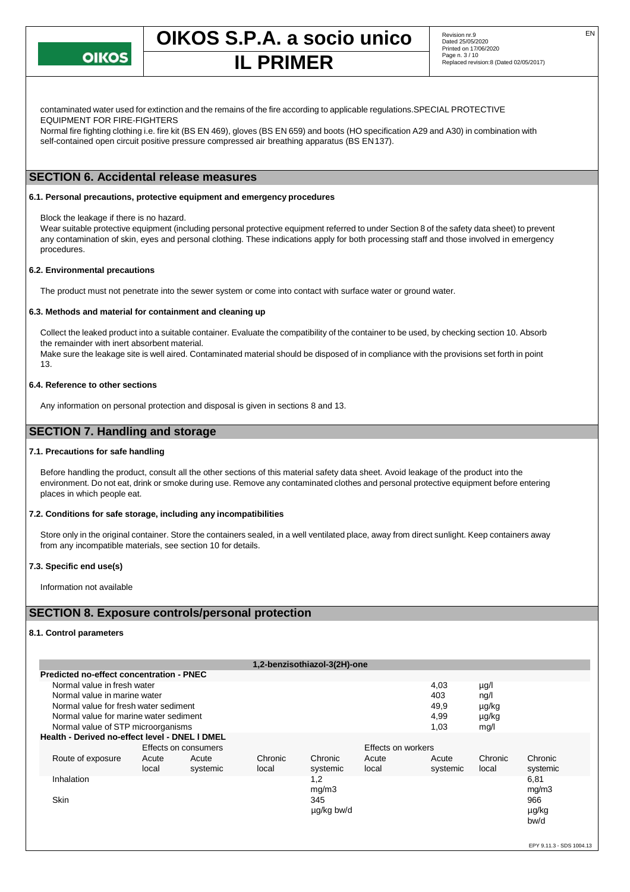contaminated water used for extinction and the remains of the fire according to applicable regulations.SPECIAL PROTECTIVE EQUIPMENT FOR FIRE-FIGHTERS

Normal fire fighting clothing i.e. fire kit (BS EN 469), gloves (BS EN 659) and boots (HO specification A29 and A30) in combination with self-contained open circuit positive pressure compressed air breathing apparatus (BS EN137).

## SECTION 6. Accidental release measures

### 6.1. Personal precautions, protective equipment and emergency procedures

Block the leakage if there is no hazard.

Wear suitable protective equipment (including personal protective equipment referred to under Section 8 of the safety data sheet) to prevent any contamination of skin, eyes and personal clothing. These indications apply for both processing staff and those involved in emergency procedures.

### 6.2. Environmental precautions

The product must not penetrate into the sewer system or come into contact with surface water or ground water.

### 6.3. Methods and material for containment and cleaning up

Collect the leaked product into a suitable container. Evaluate the compatibility of the container to be used, by checking section 10. Absorb the remainder with inert absorbent material.

Make sure the leakage site is well aired. Contaminated material should be disposed of in compliance with the provisions set forth in point 13.

### 6.4. Reference to other sections

Any information on personal protection and disposal is given in sections 8 and 13.

## SECTION 7. Handling and storage

### 7.1. Precautions for safe handling

Before handling the product, consult all the other sections of this material safety data sheet. Avoid leakage of the product into the environment. Do not eat, drink or smoke during use. Remove any contaminated clothes and personal protective equipment before entering places in which people eat.

### 7.2. Conditions for safe storage, including any incompatibilities

Store only in the original container. Store the containers sealed, in a well ventilated place, away from direct sunlight. Keep containers away from any incompatible materials, see section 10 for details.

### 7.3. Specific end use(s)

Information not available

## SECTION 8. Exposure controls/personal protection

### 8.1. Control parameters

**1,2-benzisothiazol-3(2H)-one**

| Predicted no-effect concentration - PNEC | | |
|---|---|---|
| Normal value in fresh water | 4,03 | µg/l |
| Normal value in marine water | 403 | ng/l |
| Normal value for fresh water sediment | 49,9 | µg/kg |
| Normal value for marine water sediment | 4,99 | µg/kg |
| Normal value of STP microorganisms | 1,03 | mg/l |

**Health - Derived no-effect level - DNEL / DMEL**

| | Effects on consumers | | | | Effects on workers | | | |
|---|---|---|---|---|---|---|---|---|
| Route of exposure | Acute local | Acute systemic | Chronic local | Chronic systemic | Acute local | Acute systemic | Chronic local | Chronic systemic |
| Inhalation | | | | 1,2 mg/m3 | | | | 6,81 mg/m3 |
| Skin | | | | 345 µg/kg bw/d | | | | 966 µg/kg bw/d |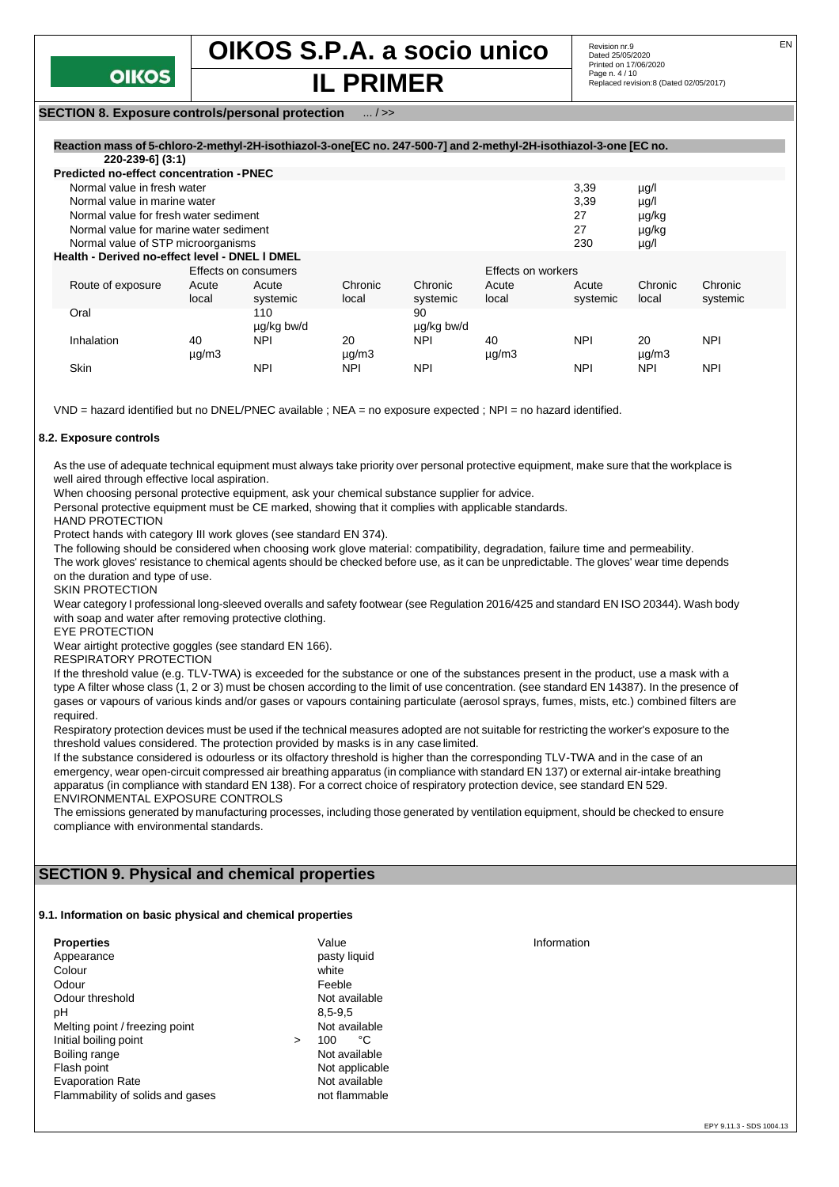## SECTION 8. Exposure controls/personal protection ... / >>

**Reaction mass of 5-chloro-2-methyl-2H-isothiazol-3-one[EC no. 247-500-7] and 2-methyl-2H-isothiazol-3-one [EC no. 220-239-6] (3:1)**

**Predicted no-effect concentration - PNEC**

| | | |
|---|---|---|
| Normal value in fresh water | 3,39 | µg/l |
| Normal value in marine water | 3,39 | µg/l |
| Normal value for fresh water sediment | 27 | µg/kg |
| Normal value for marine water sediment | 27 | µg/kg |
| Normal value of STP microorganisms | 230 | µg/l |

**Health - Derived no-effect level - DNEL / DMEL**

| | Effects on consumers | | | | Effects on workers | | | |
|---|---|---|---|---|---|---|---|---|
| Route of exposure | Acute local | Acute systemic | Chronic local | Chronic systemic | Acute local | Acute systemic | Chronic local | Chronic systemic |
| Oral | | 110 µg/kg bw/d | | 90 µg/kg bw/d | | | | |
| Inhalation | 40 µg/m3 | NPI | 20 µg/m3 | NPI | 40 µg/m3 | NPI | 20 µg/m3 | NPI |
| Skin | | NPI | NPI | NPI | | NPI | NPI | NPI |

VND = hazard identified but no DNEL/PNEC available ; NEA = no exposure expected ; NPI = no hazard identified.

### 8.2. Exposure controls

As the use of adequate technical equipment must always take priority over personal protective equipment, make sure that the workplace is well aired through effective local aspiration.

When choosing personal protective equipment, ask your chemical substance supplier for advice.

Personal protective equipment must be CE marked, showing that it complies with applicable standards.

HAND PROTECTION

Protect hands with category III work gloves (see standard EN 374).

The following should be considered when choosing work glove material: compatibility, degradation, failure time and permeability.

The work gloves' resistance to chemical agents should be checked before use, as it can be unpredictable. The gloves' wear time depends on the duration and type of use.

SKIN PROTECTION

Wear category I professional long-sleeved overalls and safety footwear (see Regulation 2016/425 and standard EN ISO 20344). Wash body with soap and water after removing protective clothing.

EYE PROTECTION

Wear airtight protective goggles (see standard EN 166).

RESPIRATORY PROTECTION

If the threshold value (e.g. TLV-TWA) is exceeded for the substance or one of the substances present in the product, use a mask with a type A filter whose class (1, 2 or 3) must be chosen according to the limit of use concentration. (see standard EN 14387). In the presence of gases or vapours of various kinds and/or gases or vapours containing particulate (aerosol sprays, fumes, mists, etc.) combined filters are required.

Respiratory protection devices must be used if the technical measures adopted are not suitable for restricting the worker's exposure to the threshold values considered. The protection provided by masks is in any case limited.

If the substance considered is odourless or its olfactory threshold is higher than the corresponding TLV-TWA and in the case of an emergency, wear open-circuit compressed air breathing apparatus (in compliance with standard EN 137) or external air-intake breathing apparatus (in compliance with standard EN 138). For a correct choice of respiratory protection device, see standard EN 529.

ENVIRONMENTAL EXPOSURE CONTROLS

The emissions generated by manufacturing processes, including those generated by ventilation equipment, should be checked to ensure compliance with environmental standards.

## SECTION 9. Physical and chemical properties

### 9.1. Information on basic physical and chemical properties

| Properties | Value | Information |
|---|---|---|
| Appearance | pasty liquid | |
| Colour | white | |
| Odour | Feeble | |
| Odour threshold | Not available | |
| pH | 8,5-9,5 | |
| Melting point / freezing point | Not available | |
| Initial boiling point | > 100 °C | |
| Boiling range | Not available | |
| Flash point | Not applicable | |
| Evaporation Rate | Not available | |
| Flammability of solids and gases | not flammable | |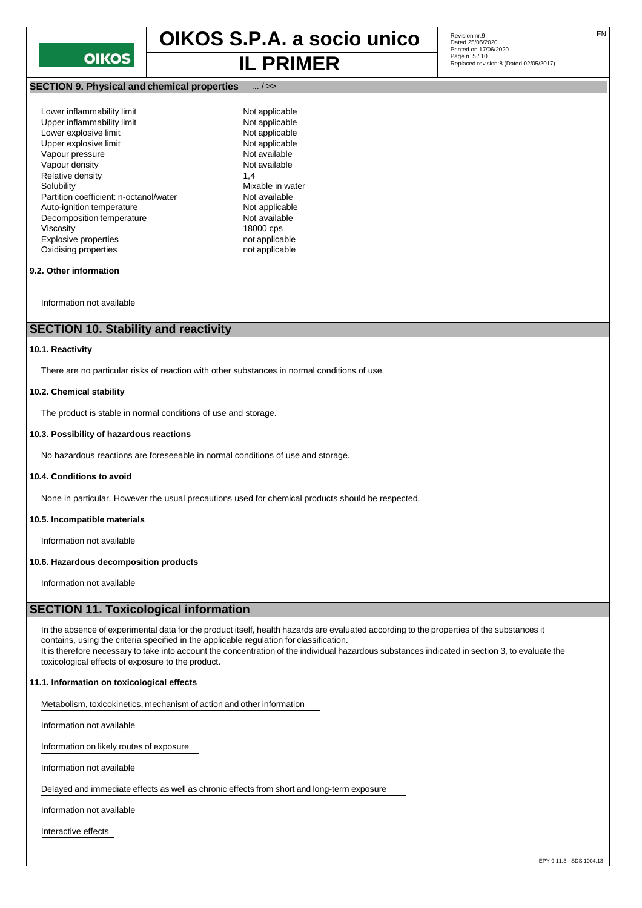**SECTION 9. Physical and chemical properties** ... / >>

| | |
|---|---|
| Lower inflammability limit | Not applicable |
| Upper inflammability limit | Not applicable |
| Lower explosive limit | Not applicable |
| Upper explosive limit | Not applicable |
| Vapour pressure | Not available |
| Vapour density | Not available |
| Relative density | 1,4 |
| Solubility | Mixable in water |
| Partition coefficient: n-octanol/water | Not available |
| Auto-ignition temperature | Not applicable |
| Decomposition temperature | Not available |
| Viscosity | 18000 cps |
| Explosive properties | not applicable |
| Oxidising properties | not applicable |

**9.2. Other information**

Information not available

## SECTION 10. Stability and reactivity

**10.1. Reactivity**

There are no particular risks of reaction with other substances in normal conditions of use.

**10.2. Chemical stability**

The product is stable in normal conditions of use and storage.

**10.3. Possibility of hazardous reactions**

No hazardous reactions are foreseeable in normal conditions of use and storage.

**10.4. Conditions to avoid**

None in particular. However the usual precautions used for chemical products should be respected.

**10.5. Incompatible materials**

Information not available

**10.6. Hazardous decomposition products**

Information not available

## SECTION 11. Toxicological information

In the absence of experimental data for the product itself, health hazards are evaluated according to the properties of the substances it contains, using the criteria specified in the applicable regulation for classification.
It is therefore necessary to take into account the concentration of the individual hazardous substances indicated in section 3, to evaluate the toxicological effects of exposure to the product.

**11.1. Information on toxicological effects**

Metabolism, toxicokinetics, mechanism of action and other information

Information not available

Information on likely routes of exposure

Information not available

Delayed and immediate effects as well as chronic effects from short and long-term exposure

Information not available

Interactive effects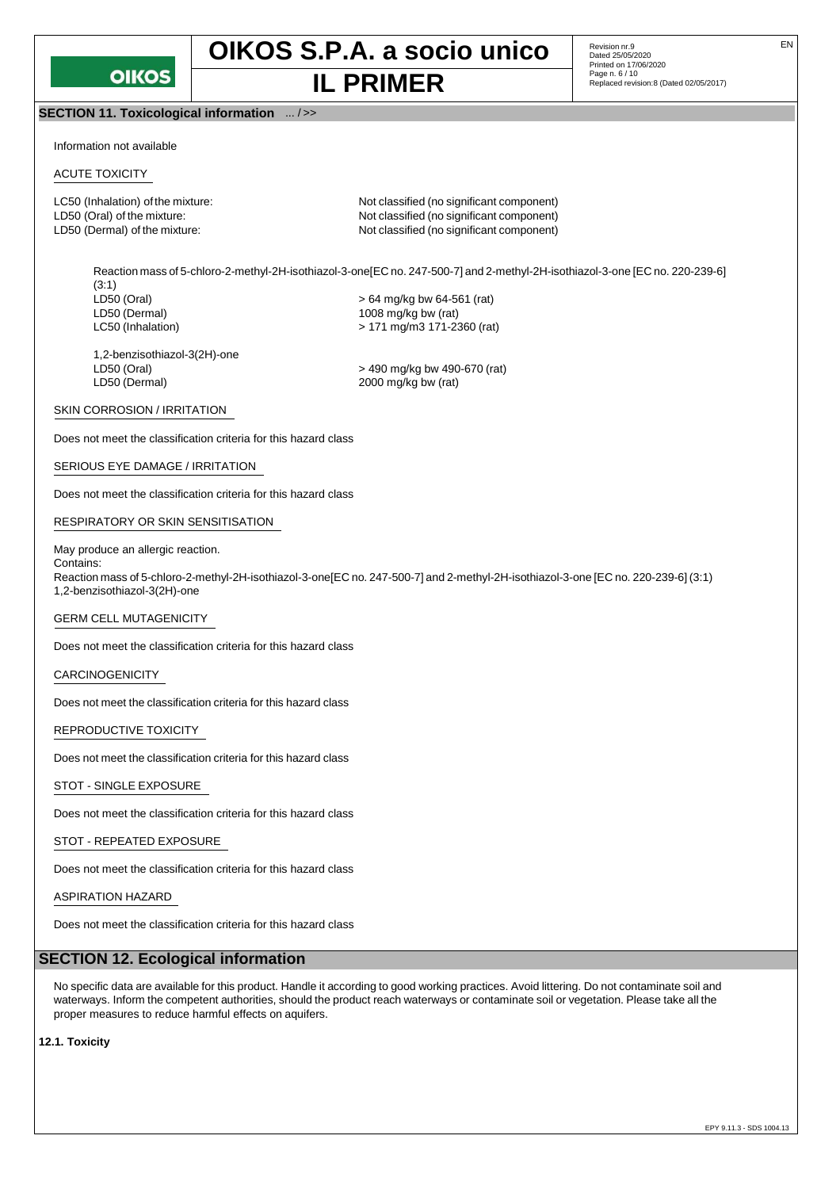## SECTION 11. Toxicological information ... / >>

Information not available

ACUTE TOXICITY

| | |
|---|---|
| LC50 (Inhalation) of the mixture: | Not classified (no significant component) |
| LD50 (Oral) of the mixture: | Not classified (no significant component) |
| LD50 (Dermal) of the mixture: | Not classified (no significant component) |

Reaction mass of 5-chloro-2-methyl-2H-isothiazol-3-one[EC no. 247-500-7] and 2-methyl-2H-isothiazol-3-one [EC no. 220-239-6] (3:1)

| | |
|---|---|
| LD50 (Oral) | > 64 mg/kg bw 64-561 (rat) |
| LD50 (Dermal) | 1008 mg/kg bw (rat) |
| LC50 (Inhalation) | > 171 mg/m3 171-2360 (rat) |

1,2-benzisothiazol-3(2H)-one

| | |
|---|---|
| LD50 (Oral) | > 490 mg/kg bw 490-670 (rat) |
| LD50 (Dermal) | 2000 mg/kg bw (rat) |

SKIN CORROSION / IRRITATION

Does not meet the classification criteria for this hazard class

SERIOUS EYE DAMAGE / IRRITATION

Does not meet the classification criteria for this hazard class

RESPIRATORY OR SKIN SENSITISATION

May produce an allergic reaction.
Contains:
Reaction mass of 5-chloro-2-methyl-2H-isothiazol-3-one[EC no. 247-500-7] and 2-methyl-2H-isothiazol-3-one [EC no. 220-239-6] (3:1)
1,2-benzisothiazol-3(2H)-one

GERM CELL MUTAGENICITY

Does not meet the classification criteria for this hazard class

CARCINOGENICITY

Does not meet the classification criteria for this hazard class

REPRODUCTIVE TOXICITY

Does not meet the classification criteria for this hazard class

STOT - SINGLE EXPOSURE

Does not meet the classification criteria for this hazard class

STOT - REPEATED EXPOSURE

Does not meet the classification criteria for this hazard class

ASPIRATION HAZARD

Does not meet the classification criteria for this hazard class

## SECTION 12. Ecological information

No specific data are available for this product. Handle it according to good working practices. Avoid littering. Do not contaminate soil and waterways. Inform the competent authorities, should the product reach waterways or contaminate soil or vegetation. Please take all the proper measures to reduce harmful effects on aquifers.

### 12.1. Toxicity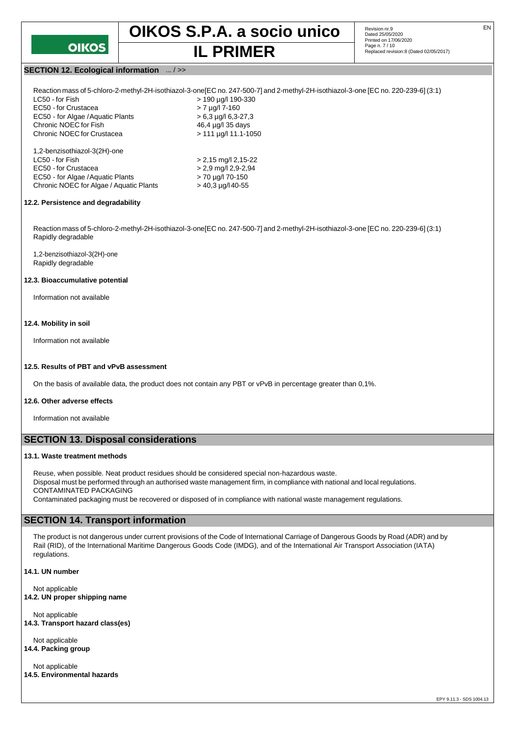## SECTION 12. Ecological information ... / >>

Reaction mass of 5-chloro-2-methyl-2H-isothiazol-3-one[EC no. 247-500-7] and 2-methyl-2H-isothiazol-3-one [EC no. 220-239-6] (3:1)

| | |
|---|---|
| LC50 - for Fish | > 190 µg/l 190-330 |
| EC50 - for Crustacea | > 7 µg/l 7-160 |
| EC50 - for Algae / Aquatic Plants | > 6,3 µg/l 6,3-27,3 |
| Chronic NOEC for Fish | 46,4 µg/l 35 days |
| Chronic NOEC for Crustacea | > 111 µg/l 11.1-1050 |

1,2-benzisothiazol-3(2H)-one

| | |
|---|---|
| LC50 - for Fish | > 2,15 mg/l 2,15-22 |
| EC50 - for Crustacea | > 2,9 mg/l 2,9-2,94 |
| EC50 - for Algae / Aquatic Plants | > 70 µg/l 70-150 |
| Chronic NOEC for Algae / Aquatic Plants | > 40,3 µg/l 40-55 |

### 12.2. Persistence and degradability

Reaction mass of 5-chloro-2-methyl-2H-isothiazol-3-one[EC no. 247-500-7] and 2-methyl-2H-isothiazol-3-one [EC no. 220-239-6] (3:1)
Rapidly degradable

1,2-benzisothiazol-3(2H)-one
Rapidly degradable

### 12.3. Bioaccumulative potential

Information not available

### 12.4. Mobility in soil

Information not available

### 12.5. Results of PBT and vPvB assessment

On the basis of available data, the product does not contain any PBT or vPvB in percentage greater than 0,1%.

### 12.6. Other adverse effects

Information not available

## SECTION 13. Disposal considerations

### 13.1. Waste treatment methods

Reuse, when possible. Neat product residues should be considered special non-hazardous waste.
Disposal must be performed through an authorised waste management firm, in compliance with national and local regulations.
CONTAMINATED PACKAGING
Contaminated packaging must be recovered or disposed of in compliance with national waste management regulations.

## SECTION 14. Transport information

The product is not dangerous under current provisions of the Code of International Carriage of Dangerous Goods by Road (ADR) and by Rail (RID), of the International Maritime Dangerous Goods Code (IMDG), and of the International Air Transport Association (IATA) regulations.

### 14.1. UN number

Not applicable

### 14.2. UN proper shipping name

Not applicable

### 14.3. Transport hazard class(es)

Not applicable

### 14.4. Packing group

Not applicable

### 14.5. Environmental hazards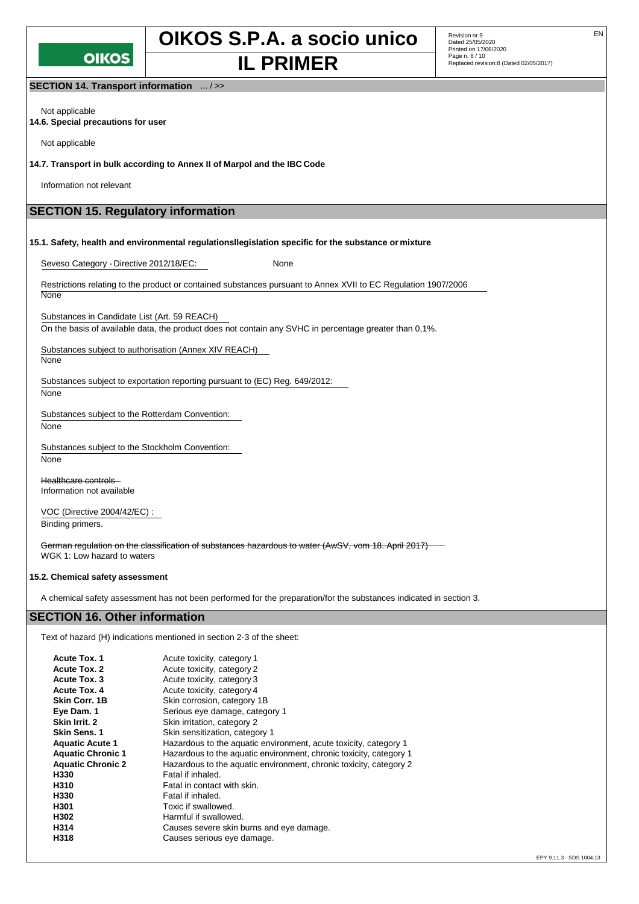## SECTION 14. Transport information ... / >>

Not applicable

**14.6. Special precautions for user**

Not applicable

**14.7. Transport in bulk according to Annex II of Marpol and the IBC Code**

Information not relevant

## SECTION 15. Regulatory information

**15.1. Safety, health and environmental regulationsllegislation specific for the substance or mixture**

Seveso Category - Directive 2012/18/EC: None

Restrictions relating to the product or contained substances pursuant to Annex XVII to EC Regulation 1907/2006
None

Substances in Candidate List (Art. 59 REACH)
On the basis of available data, the product does not contain any SVHC in percentage greater than 0,1%.

Substances subject to authorisation (Annex XIV REACH)
None

Substances subject to exportation reporting pursuant to (EC) Reg. 649/2012:
None

Substances subject to the Rotterdam Convention:
None

Substances subject to the Stockholm Convention:
None

~~Healthcare controls~~
Information not available

VOC (Directive 2004/42/EC) :
Binding primers.

~~German regulation on the classification of substances hazardous to water (AwSV, vom 18. April 2017)~~
WGK 1: Low hazard to waters

**15.2. Chemical safety assessment**

A chemical safety assessment has not been performed for the preparation/for the substances indicated in section 3.

## SECTION 16. Other information

Text of hazard (H) indications mentioned in section 2-3 of the sheet:

| | |
|---|---|
| **Acute Tox. 1** | Acute toxicity, category 1 |
| **Acute Tox. 2** | Acute toxicity, category 2 |
| **Acute Tox. 3** | Acute toxicity, category 3 |
| **Acute Tox. 4** | Acute toxicity, category 4 |
| **Skin Corr. 1B** | Skin corrosion, category 1B |
| **Eye Dam. 1** | Serious eye damage, category 1 |
| **Skin Irrit. 2** | Skin irritation, category 2 |
| **Skin Sens. 1** | Skin sensitization, category 1 |
| **Aquatic Acute 1** | Hazardous to the aquatic environment, acute toxicity, category 1 |
| **Aquatic Chronic 1** | Hazardous to the aquatic environment, chronic toxicity, category 1 |
| **Aquatic Chronic 2** | Hazardous to the aquatic environment, chronic toxicity, category 2 |
| **H330** | Fatal if inhaled. |
| **H310** | Fatal in contact with skin. |
| **H330** | Fatal if inhaled. |
| **H301** | Toxic if swallowed. |
| **H302** | Harmful if swallowed. |
| **H314** | Causes severe skin burns and eye damage. |
| **H318** | Causes serious eye damage. |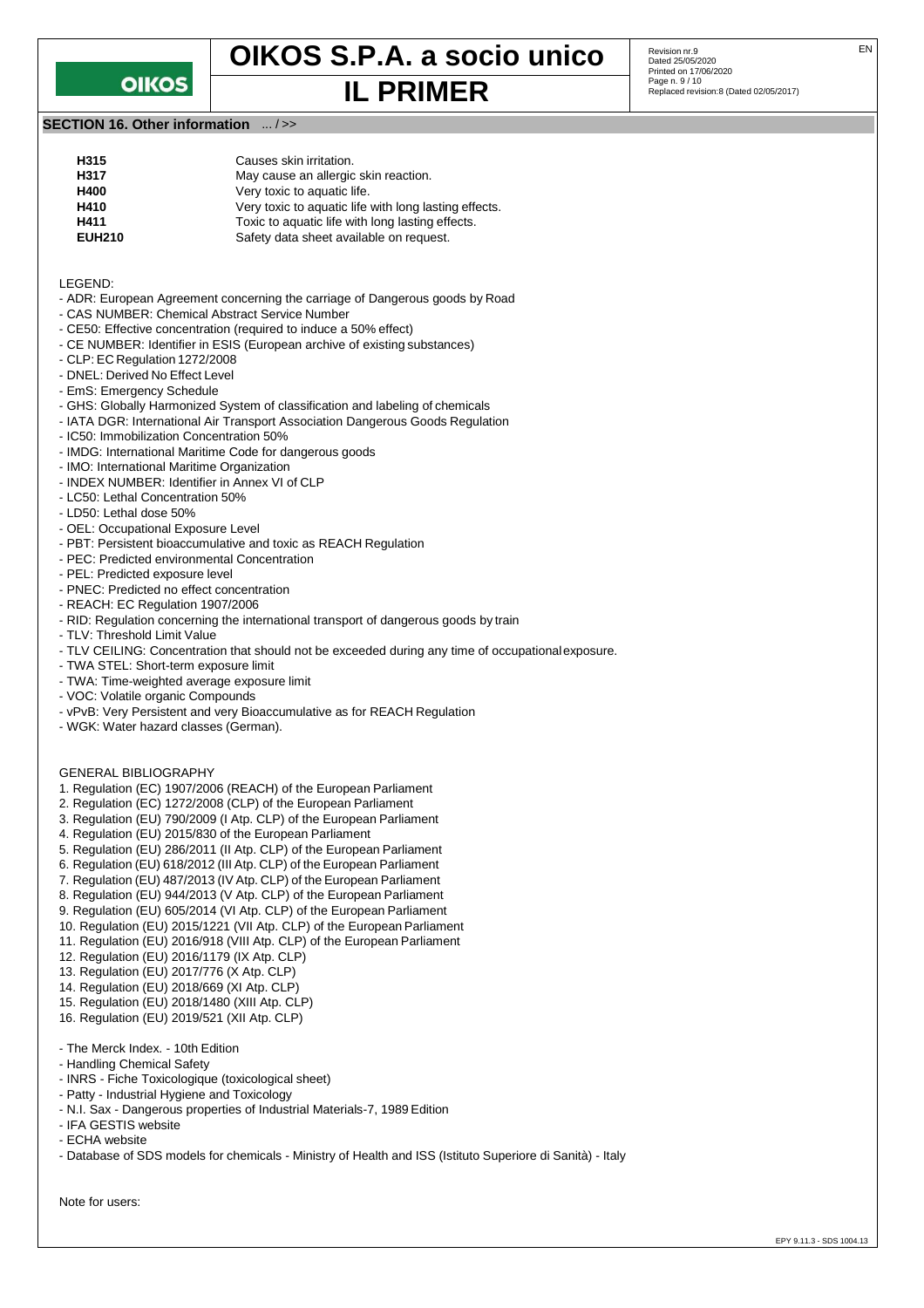## SECTION 16. Other information ... / >>

| | |
|---|---|
| **H315** | Causes skin irritation. |
| **H317** | May cause an allergic skin reaction. |
| **H400** | Very toxic to aquatic life. |
| **H410** | Very toxic to aquatic life with long lasting effects. |
| **H411** | Toxic to aquatic life with long lasting effects. |
| **EUH210** | Safety data sheet available on request. |

LEGEND:

- ADR: European Agreement concerning the carriage of Dangerous goods by Road
- CAS NUMBER: Chemical Abstract Service Number
- CE50: Effective concentration (required to induce a 50% effect)
- CE NUMBER: Identifier in ESIS (European archive of existing substances)
- CLP: EC Regulation 1272/2008
- DNEL: Derived No Effect Level
- EmS: Emergency Schedule
- GHS: Globally Harmonized System of classification and labeling of chemicals
- IATA DGR: International Air Transport Association Dangerous Goods Regulation
- IC50: Immobilization Concentration 50%
- IMDG: International Maritime Code for dangerous goods
- IMO: International Maritime Organization
- INDEX NUMBER: Identifier in Annex VI of CLP
- LC50: Lethal Concentration 50%
- LD50: Lethal dose 50%
- OEL: Occupational Exposure Level
- PBT: Persistent bioaccumulative and toxic as REACH Regulation
- PEC: Predicted environmental Concentration
- PEL: Predicted exposure level
- PNEC: Predicted no effect concentration
- REACH: EC Regulation 1907/2006
- RID: Regulation concerning the international transport of dangerous goods by train
- TLV: Threshold Limit Value
- TLV CEILING: Concentration that should not be exceeded during any time of occupational exposure.
- TWA STEL: Short-term exposure limit
- TWA: Time-weighted average exposure limit
- VOC: Volatile organic Compounds
- vPvB: Very Persistent and very Bioaccumulative as for REACH Regulation
- WGK: Water hazard classes (German).

GENERAL BIBLIOGRAPHY

1. Regulation (EC) 1907/2006 (REACH) of the European Parliament
2. Regulation (EC) 1272/2008 (CLP) of the European Parliament
3. Regulation (EU) 790/2009 (I Atp. CLP) of the European Parliament
4. Regulation (EU) 2015/830 of the European Parliament
5. Regulation (EU) 286/2011 (II Atp. CLP) of the European Parliament
6. Regulation (EU) 618/2012 (III Atp. CLP) of the European Parliament
7. Regulation (EU) 487/2013 (IV Atp. CLP) of the European Parliament
8. Regulation (EU) 944/2013 (V Atp. CLP) of the European Parliament
9. Regulation (EU) 605/2014 (VI Atp. CLP) of the European Parliament
10. Regulation (EU) 2015/1221 (VII Atp. CLP) of the European Parliament
11. Regulation (EU) 2016/918 (VIII Atp. CLP) of the European Parliament
12. Regulation (EU) 2016/1179 (IX Atp. CLP)
13. Regulation (EU) 2017/776 (X Atp. CLP)
14. Regulation (EU) 2018/669 (XI Atp. CLP)
15. Regulation (EU) 2018/1480 (XIII Atp. CLP)
16. Regulation (EU) 2019/521 (XII Atp. CLP)

- The Merck Index. - 10th Edition
- Handling Chemical Safety
- INRS - Fiche Toxicologique (toxicological sheet)
- Patty - Industrial Hygiene and Toxicology
- N.I. Sax - Dangerous properties of Industrial Materials-7, 1989 Edition
- IFA GESTIS website
- ECHA website
- Database of SDS models for chemicals - Ministry of Health and ISS (Istituto Superiore di Sanità) - Italy

Note for users: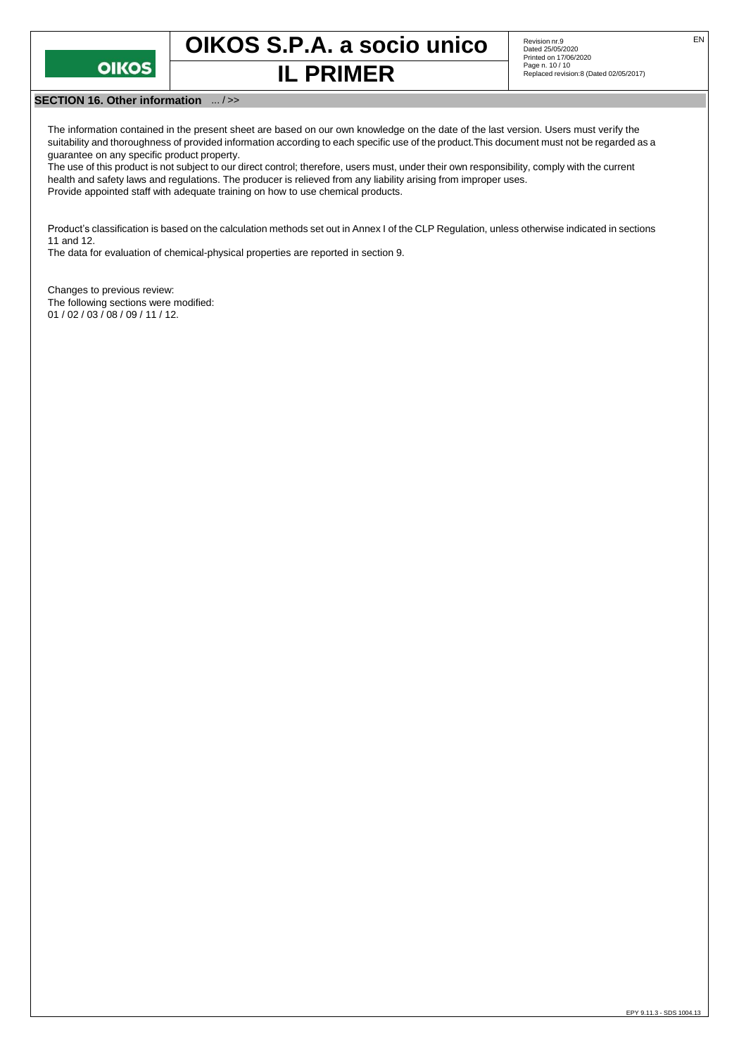## SECTION 16. Other information ... / >>

The information contained in the present sheet are based on our own knowledge on the date of the last version. Users must verify the suitability and thoroughness of provided information according to each specific use of the product.This document must not be regarded as a guarantee on any specific product property.

The use of this product is not subject to our direct control; therefore, users must, under their own responsibility, comply with the current health and safety laws and regulations. The producer is relieved from any liability arising from improper uses.

Provide appointed staff with adequate training on how to use chemical products.

Product's classification is based on the calculation methods set out in Annex I of the CLP Regulation, unless otherwise indicated in sections 11 and 12.

The data for evaluation of chemical-physical properties are reported in section 9.

Changes to previous review:

The following sections were modified:

01 / 02 / 03 / 08 / 09 / 11 / 12.